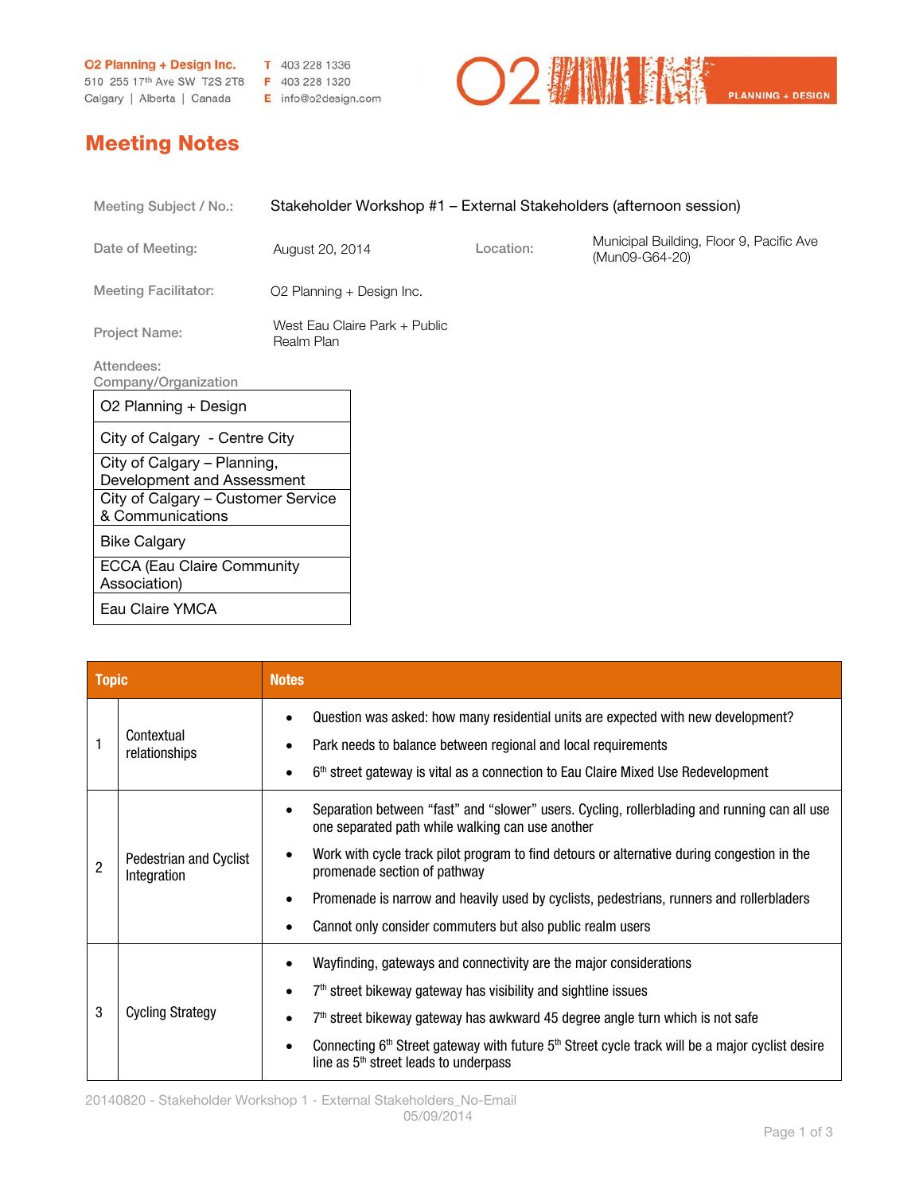O2 Planning + Design Inc.
510 255 17th Ave SW T2S 2T8
Calgary | Alberta | Canada

T 403 228 1336
F 403 228 1320
E info@o2design.com

# Meeting Notes

| | | | |
|---|---|---|---|
| Meeting Subject / No.: | Stakeholder Workshop #1 – External Stakeholders (afternoon session) | | |
| Date of Meeting: | August 20, 2014 | Location: | Municipal Building, Floor 9, Pacific Ave (Mun09-G64-20) |
| Meeting Facilitator: | O2 Planning + Design Inc. | | |
| Project Name: | West Eau Claire Park + Public Realm Plan | | |

Attendees:

| Company/Organization |
|---|
| O2 Planning + Design |
| City of Calgary - Centre City |
| City of Calgary – Planning, Development and Assessment |
| City of Calgary – Customer Service & Communications |
| Bike Calgary |
| ECCA (Eau Claire Community Association) |
| Eau Claire YMCA |

| | Topic | Notes |
|---|---|---|
| 1 | Contextual relationships | • Question was asked: how many residential units are expected with new development?<br>• Park needs to balance between regional and local requirements<br>• 6th street gateway is vital as a connection to Eau Claire Mixed Use Redevelopment |
| 2 | Pedestrian and Cyclist Integration | • Separation between "fast" and "slower" users. Cycling, rollerblading and running can all use one separated path while walking can use another<br>• Work with cycle track pilot program to find detours or alternative during congestion in the promenade section of pathway<br>• Promenade is narrow and heavily used by cyclists, pedestrians, runners and rollerbladers<br>• Cannot only consider commuters but also public realm users |
| 3 | Cycling Strategy | • Wayfinding, gateways and connectivity are the major considerations<br>• 7th street bikeway gateway has visibility and sightline issues<br>• 7th street bikeway gateway has awkward 45 degree angle turn which is not safe<br>• Connecting 6th Street gateway with future 5th Street cycle track will be a major cyclist desire line as 5th street leads to underpass |

20140820 - Stakeholder Workshop 1 - External Stakeholders_No-Email
05/09/2014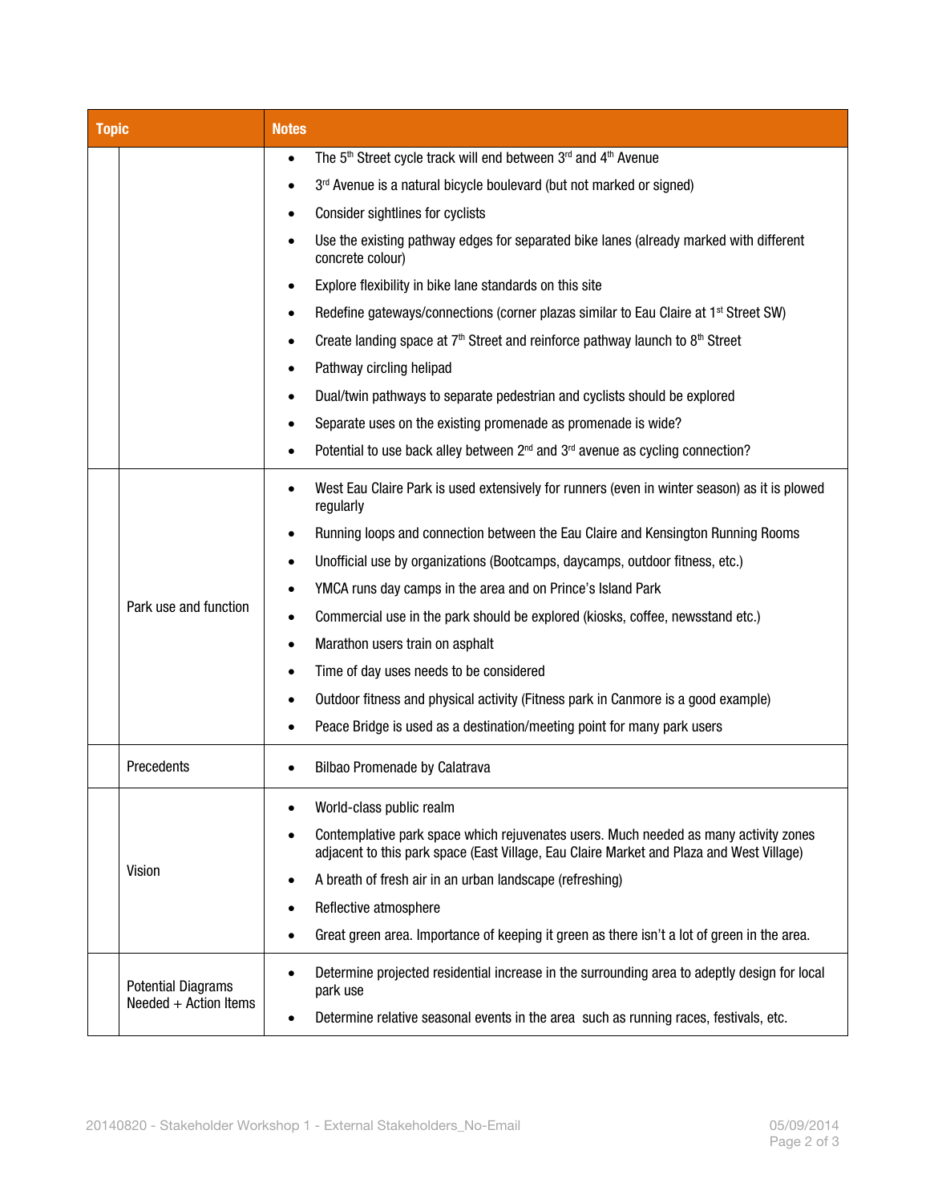| Topic | Notes |
|---|---|
| | • The 5th Street cycle track will end between 3rd and 4th Avenue<br>• 3rd Avenue is a natural bicycle boulevard (but not marked or signed)<br>• Consider sightlines for cyclists<br>• Use the existing pathway edges for separated bike lanes (already marked with different concrete colour)<br>• Explore flexibility in bike lane standards on this site<br>• Redefine gateways/connections (corner plazas similar to Eau Claire at 1st Street SW)<br>• Create landing space at 7th Street and reinforce pathway launch to 8th Street<br>• Pathway circling helipad<br>• Dual/twin pathways to separate pedestrian and cyclists should be explored<br>• Separate uses on the existing promenade as promenade is wide?<br>• Potential to use back alley between 2nd and 3rd avenue as cycling connection? |
| Park use and function | • West Eau Claire Park is used extensively for runners (even in winter season) as it is plowed regularly<br>• Running loops and connection between the Eau Claire and Kensington Running Rooms<br>• Unofficial use by organizations (Bootcamps, daycamps, outdoor fitness, etc.)<br>• YMCA runs day camps in the area and on Prince's Island Park<br>• Commercial use in the park should be explored (kiosks, coffee, newsstand etc.)<br>• Marathon users train on asphalt<br>• Time of day uses needs to be considered<br>• Outdoor fitness and physical activity (Fitness park in Canmore is a good example)<br>• Peace Bridge is used as a destination/meeting point for many park users |
| Precedents | • Bilbao Promenade by Calatrava |
| Vision | • World-class public realm<br>• Contemplative park space which rejuvenates users. Much needed as many activity zones adjacent to this park space (East Village, Eau Claire Market and Plaza and West Village)<br>• A breath of fresh air in an urban landscape (refreshing)<br>• Reflective atmosphere<br>• Great green area. Importance of keeping it green as there isn't a lot of green in the area. |
| Potential Diagrams Needed + Action Items | • Determine projected residential increase in the surrounding area to adeptly design for local park use<br>• Determine relative seasonal events in the area such as running races, festivals, etc. |